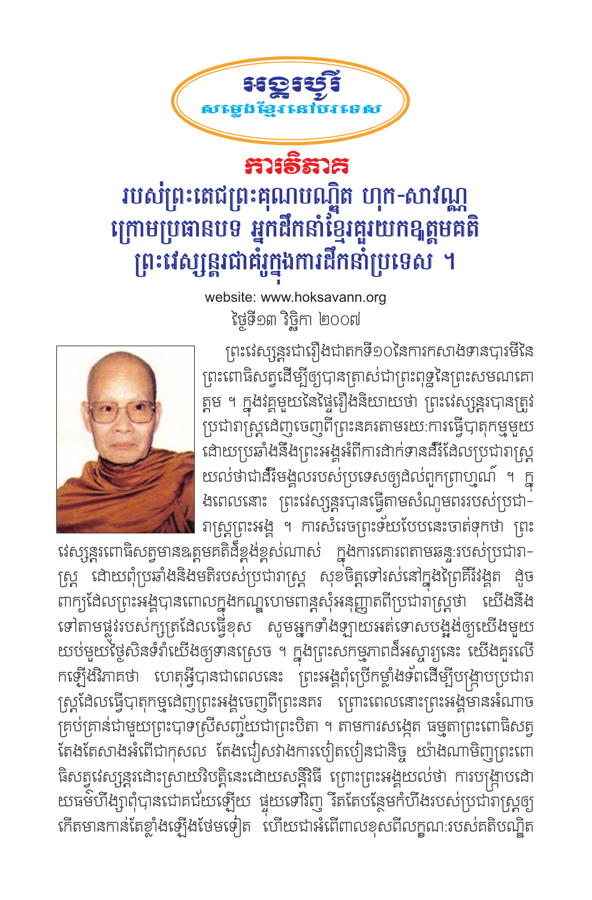# អង្គរបុរី
## សម្លេងខ្មែរនៅបរទេស

# ការវិភាគ

## របស់ព្រះតេជព្រះគុណបណ្ឌិត ហុក-សាវណ្ណ ក្រោមប្រធានបទ អ្នកដឹកនាំខ្មែរគួរយកឧត្តមគតិព្រះវេស្សន្តរជាគំរូក្នុងការដឹកនាំប្រទេស ។

website: www.hoksavann.org

ថ្ងៃទី១៣ វិច្ឆិកា ២០០៧

ព្រះវេស្សន្តរជារឿងជាតកទី១០នៃការកសាងទានបារមីនៃព្រះពោធិសត្វដើម្បីឲ្យបានត្រាស់ជាព្រះពុទ្ធនៃព្រះសមណគោត្តម ។ ក្នុងវគ្គមួយនៃផ្ទៃរឿងនិយាយថា ព្រះវេស្សន្តរបានត្រូវប្រជារាស្ត្រដេញចេញពីព្រះនគរតាមរយៈការធ្វើបាតុកម្មមួយដោយប្រឆាំងនឹងព្រះអង្គអំពីការដាក់ទានដំរីដែលប្រជារាស្ត្រយល់ថាជាដំរីមង្គលរបស់ប្រទេសឲ្យដល់ពួកព្រាហ្មណ៍ ។ ក្នុងពេលនោះ ព្រះវេស្សន្តរបានធ្វើតាមសំណូមពររបស់ប្រជារាស្ត្រព្រះអង្គ ។ ការសំរេចព្រះទ័យបែបនេះចាត់ទុកថា ព្រះវេស្សន្តរពោធិសត្វមានឧត្តមគតិដ៏ខ្ពង់ខ្ពស់ណាស់ ក្នុងការគោរពតាមឆន្ទៈរបស់ប្រជារាស្ត្រ ដោយពុំប្រឆាំងនិងមតិរបស់ប្រជារាស្ត្រ សុខចិត្តទៅរស់នៅក្នុងព្រៃគីរីវង្គត ដូចពាក្យដែលព្រះអង្គបានពោលក្នុងកណ្ឌហេមពាន្តសុំអនុញ្ញាតពីប្រជារាស្ត្រថា យើងនឹងទៅតាមផ្លូវរបស់ក្សត្រដែលធ្វើខុស សូមអ្នកទាំងឡាយអត់ទោសបន្ធូរឲ្យយើងមួយយប់មួយថ្ងៃសិនទំរាំយើងឲ្យទានស្រេច ។ ក្នុងព្រះសកម្មភាពដ៏អស្ចារ្យនេះ យើងគួរលើកឡើងវិភាគថា ហេតុអ្វីបានជាពេលនេះ ព្រះអង្គពុំប្រើកម្លាំងទ័ពដើម្បីបង្ក្រាបប្រជារាស្ត្រដែលធ្វើបាតុកម្មដេញព្រះអង្គចេញពីព្រះនគរ ព្រោះពេលនោះព្រះអង្គមានអំណាចគ្រប់គ្រាន់ជាមួយព្រះបាទស្រីសញ្ជ័យជាព្រះបិតា ។ តាមការសង្កេត ធម្មតាព្រះពោធិសត្វតែងតែសាងអំពើជាកុសល តែងជៀសវាងការបៀតបៀនជានិច្ច យ៉ាងណាមិញព្រះពោធិសត្វវេស្សន្តរដោះស្រាយវិបត្តិនេះដោយសន្តិវិធី ព្រោះព្រះអង្គយល់ថា ការបង្ក្រាបដោយធម៌ហឹង្សាពុំបានជោគជ័យឡើយ ផ្ទុយទៅវិញ រឹតតែបន្ថែមកំហឹងរបស់ប្រជារាស្ត្រឲ្យកើតមានកាន់តែខ្លាំងឡើងថែមទៀត ហើយជាអំពើពាលខុសពីលក្ខណៈរបស់គតិបណ្ឌិត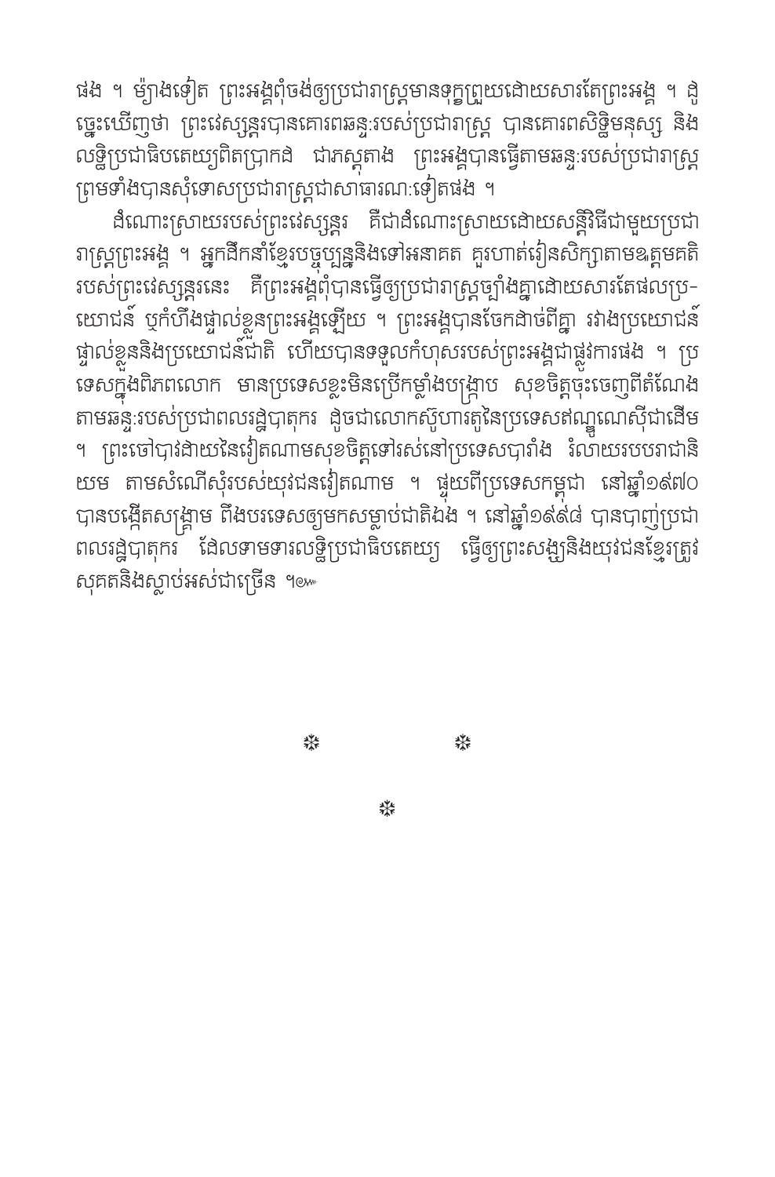ផង ។ ម៉្យាងទៀត ព្រះអង្គពុំចង់ឲ្យប្រជារាស្ត្រមានទុក្ខព្រួយដោយសារតែព្រះអង្គ ។ ដូច្នេះឃើញថា ព្រះវេស្សន្តរបានគោរពឆន្ទៈរបស់ប្រជារាស្ត្រ បានគោរពសិទ្ធិមនុស្ស និងលទ្ធិប្រជាធិបតេយ្យពិតប្រាកដ ជាភស្តុតាង ព្រះអង្គបានធ្វើតាមឆន្ទៈរបស់ប្រជារាស្ត្រ ព្រមទាំងបានសុំទោសប្រជារាស្ត្រជាសាធារណៈទៀតផង ។

ដំណោះស្រាយរបស់ព្រះវេស្សន្តរ គឺជាដំណោះស្រាយដោយសន្តិវិធីជាមួយប្រជារាស្ត្រព្រះអង្គ ។ អ្នកដឹកនាំខ្មែរបច្ចុប្បន្ននិងទៅអនាគត គួរហាត់រៀនសិក្សាតាមឧត្តមគតិរបស់ព្រះវេស្សន្តរនេះ គឺព្រះអង្គពុំបានធ្វើឲ្យប្រជារាស្ត្រច្បាំងគ្នាដោយសារតែផលប្រយោជន៍ ឬកំហឹងផ្ទាល់ខ្លួនព្រះអង្គឡើយ ។ ព្រះអង្គបានចែកដាច់ពីគ្នា រវាងប្រយោជន៍ផ្ទាល់ខ្លួននិងប្រយោជន៍ជាតិ ហើយបានទទួលកំហុសរបស់ព្រះអង្គជាផ្លូវការផង ។ ប្រទេសក្នុងពិភពលោក មានប្រទេសខ្លះមិនប្រើកម្លាំងបង្ក្រាប សុខចិត្តចុះចេញពីតំណែងតាមឆន្ទៈរបស់ប្រជាពលរដ្ឋបាតុករ ដូចជាលោកស៊ូហារតូនៃប្រទេសឥណ្ឌូណេស៊ីជាដើម ។ ព្រះចៅបាវដាយនៃវៀតណាមសុខចិត្តទៅរស់នៅប្រទេសបារាំង រំលាយរបបរាជានិយម តាមសំណើសុំរបស់យុវជនវៀតណាម ។ ផ្ទុយពីប្រទេសកម្ពុជា នៅឆ្នាំ១៩៧០ បានបង្កើតសង្គ្រាម ពឹងបរទេសឲ្យមកសម្លាប់ជាតិឯង ។ នៅឆ្នាំ១៩៩៨ បានបាញ់ប្រជាពលរដ្ឋបាតុករ ដែលទាមទារលទ្ធិប្រជាធិបតេយ្យ ធ្វើឲ្យព្រះសង្ឃនិងយុវជនខ្មែរត្រូវសុគតនិងស្លាប់អស់ជាច្រើន ។៚

❊ ❊

❊